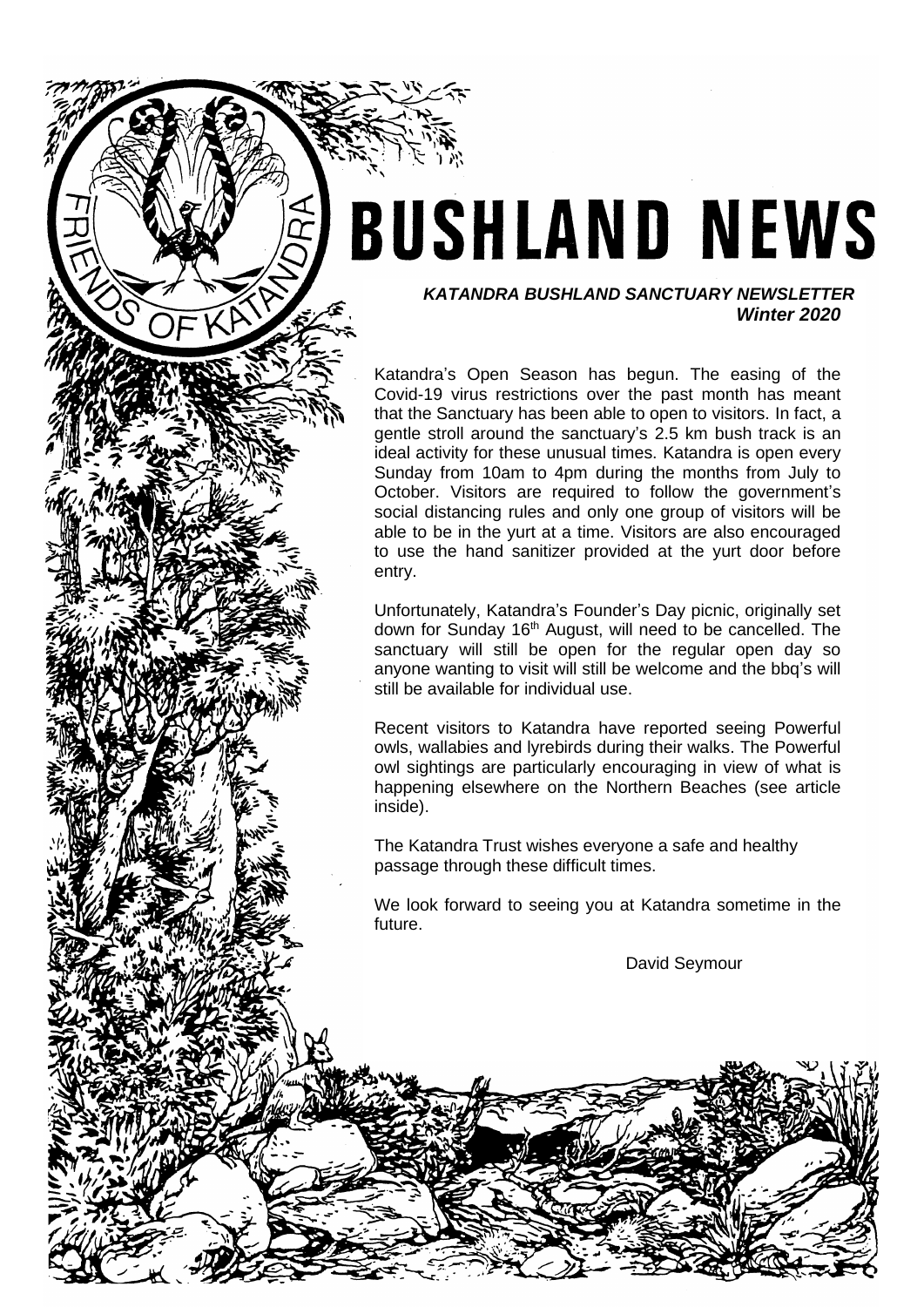# BUSHLAND NEWS

***KATANDRA BUSHLAND SANCTUARY NEWSLETTER***
***Winter 2020***

Katandra's Open Season has begun. The easing of the Covid-19 virus restrictions over the past month has meant that the Sanctuary has been able to open to visitors. In fact, a gentle stroll around the sanctuary's 2.5 km bush track is an ideal activity for these unusual times. Katandra is open every Sunday from 10am to 4pm during the months from July to October. Visitors are required to follow the government's social distancing rules and only one group of visitors will be able to be in the yurt at a time. Visitors are also encouraged to use the hand sanitizer provided at the yurt door before entry.

Unfortunately, Katandra's Founder's Day picnic, originally set down for Sunday 16th August, will need to be cancelled. The sanctuary will still be open for the regular open day so anyone wanting to visit will still be welcome and the bbq's will still be available for individual use.

Recent visitors to Katandra have reported seeing Powerful owls, wallabies and lyrebirds during their walks. The Powerful owl sightings are particularly encouraging in view of what is happening elsewhere on the Northern Beaches (see article inside).

The Katandra Trust wishes everyone a safe and healthy passage through these difficult times.

We look forward to seeing you at Katandra sometime in the future.

David Seymour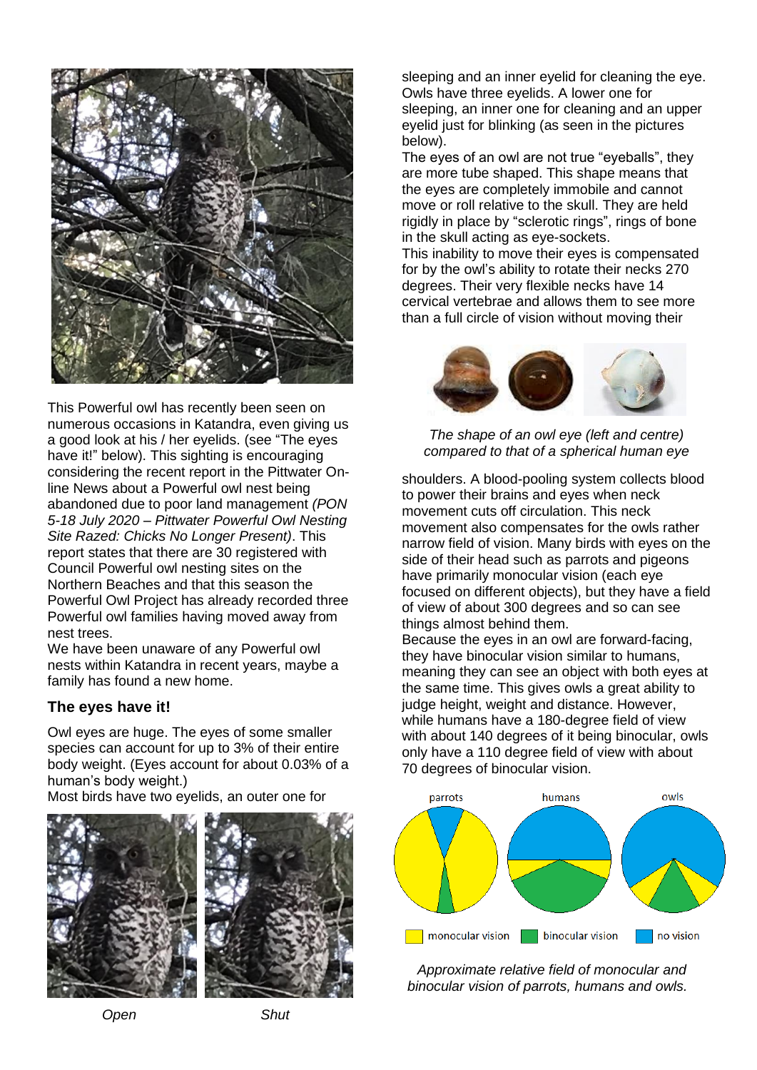This Powerful owl has recently been seen on numerous occasions in Katandra, even giving us a good look at his / her eyelids. (see "The eyes have it!" below). This sighting is encouraging considering the recent report in the Pittwater On-line News about a Powerful owl nest being abandoned due to poor land management *(PON 5-18 July 2020 – Pittwater Powerful Owl Nesting Site Razed: Chicks No Longer Present)*. This report states that there are 30 registered with Council Powerful owl nesting sites on the Northern Beaches and that this season the Powerful Owl Project has already recorded three Powerful owl families having moved away from nest trees.

We have been unaware of any Powerful owl nests within Katandra in recent years, maybe a family has found a new home.

## The eyes have it!

Owl eyes are huge. The eyes of some smaller species can account for up to 3% of their entire body weight. (Eyes account for about 0.03% of a human's body weight.)

Most birds have two eyelids, an outer one for sleeping and an inner eyelid for cleaning the eye. Owls have three eyelids. A lower one for sleeping, an inner one for cleaning and an upper eyelid just for blinking (as seen in the pictures below).

*Open* *Shut*

The eyes of an owl are not true "eyeballs", they are more tube shaped. This shape means that the eyes are completely immobile and cannot move or roll relative to the skull. They are held rigidly in place by "sclerotic rings", rings of bone in the skull acting as eye-sockets.

This inability to move their eyes is compensated for by the owl's ability to rotate their necks 270 degrees. Their very flexible necks have 14 cervical vertebrae and allows them to see more than a full circle of vision without moving their shoulders. A blood-pooling system collects blood to power their brains and eyes when neck movement cuts off circulation. This neck movement also compensates for the owls rather narrow field of vision. Many birds with eyes on the side of their head such as parrots and pigeons have primarily monocular vision (each eye focused on different objects), but they have a field of view of about 300 degrees and so can see things almost behind them.

*The shape of an owl eye (left and centre) compared to that of a spherical human eye*

Because the eyes in an owl are forward-facing, they have binocular vision similar to humans, meaning they can see an object with both eyes at the same time. This gives owls a great ability to judge height, weight and distance. However, while humans have a 180-degree field of view with about 140 degrees of it being binocular, owls only have a 110 degree field of view with about 70 degrees of binocular vision.

parrots
humans
owls
monocular vision
binocular vision
no vision

*Approximate relative field of monocular and binocular vision of parrots, humans and owls.*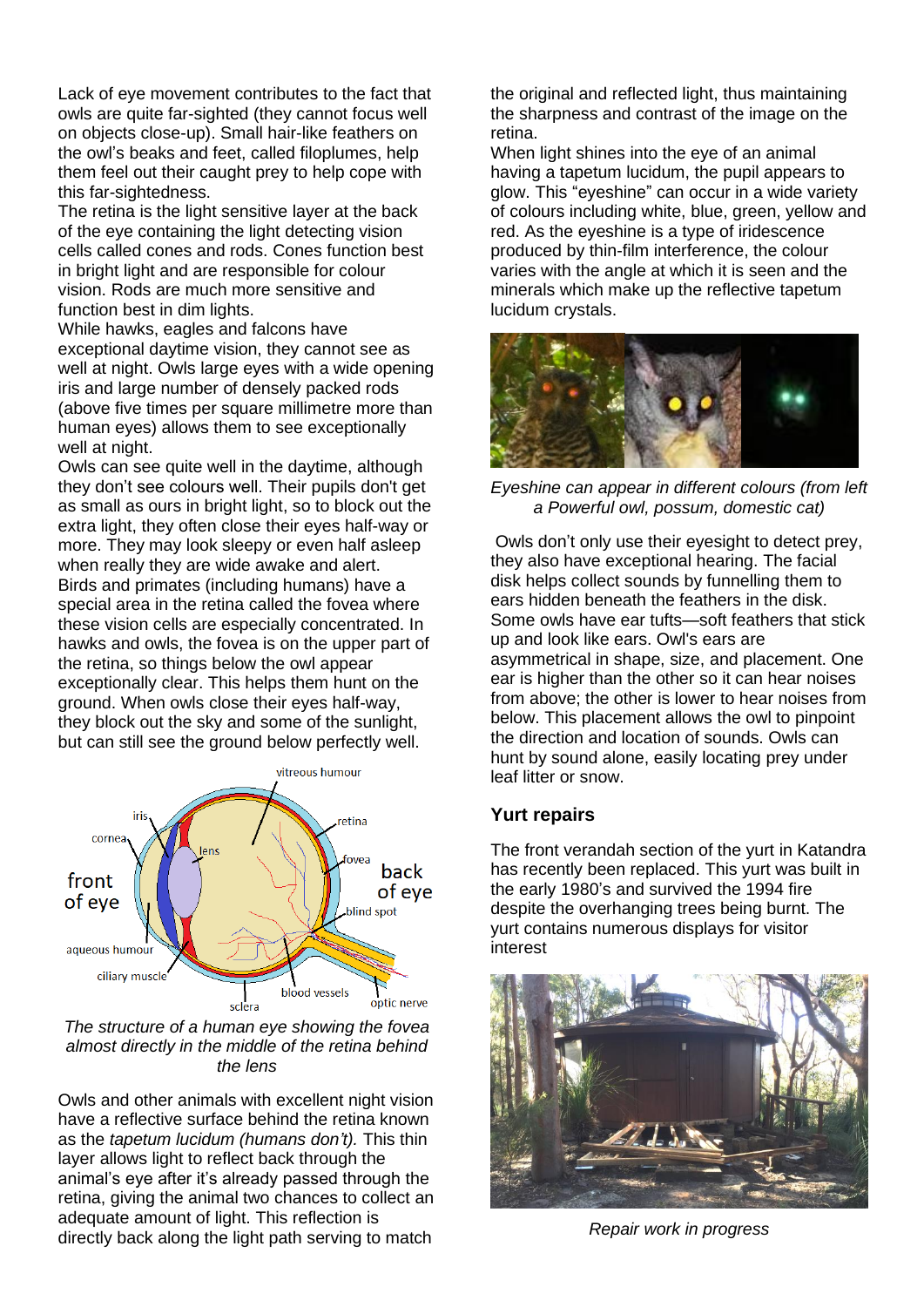Lack of eye movement contributes to the fact that owls are quite far-sighted (they cannot focus well on objects close-up). Small hair-like feathers on the owl's beaks and feet, called filoplumes, help them feel out their caught prey to help cope with this far-sightedness.

The retina is the light sensitive layer at the back of the eye containing the light detecting vision cells called cones and rods. Cones function best in bright light and are responsible for colour vision. Rods are much more sensitive and function best in dim lights.

While hawks, eagles and falcons have exceptional daytime vision, they cannot see as well at night. Owls large eyes with a wide opening iris and large number of densely packed rods (above five times per square millimetre more than human eyes) allows them to see exceptionally well at night.

Owls can see quite well in the daytime, although they don't see colours well. Their pupils don't get as small as ours in bright light, so to block out the extra light, they often close their eyes half-way or more. They may look sleepy or even half asleep when really they are wide awake and alert.

Birds and primates (including humans) have a special area in the retina called the fovea where these vision cells are especially concentrated. In hawks and owls, the fovea is on the upper part of the retina, so things below the owl appear exceptionally clear. This helps them hunt on the ground. When owls close their eyes half-way, they block out the sky and some of the sunlight, but can still see the ground below perfectly well.

vitreous humour
iris
retina
cornea
lens
fovea
front of eye
back of eye
blind spot
aqueous humour
ciliary muscle
blood vessels
sclera
optic nerve

*The structure of a human eye showing the fovea almost directly in the middle of the retina behind the lens*

Owls and other animals with excellent night vision have a reflective surface behind the retina known as the *tapetum lucidum (humans don't).* This thin layer allows light to reflect back through the animal's eye after it's already passed through the retina, giving the animal two chances to collect an adequate amount of light. This reflection is directly back along the light path serving to match the original and reflected light, thus maintaining the sharpness and contrast of the image on the retina.

When light shines into the eye of an animal having a tapetum lucidum, the pupil appears to glow. This "eyeshine" can occur in a wide variety of colours including white, blue, green, yellow and red. As the eyeshine is a type of iridescence produced by thin-film interference, the colour varies with the angle at which it is seen and the minerals which make up the reflective tapetum lucidum crystals.

*Eyeshine can appear in different colours (from left a Powerful owl, possum, domestic cat)*

Owls don't only use their eyesight to detect prey, they also have exceptional hearing. The facial disk helps collect sounds by funnelling them to ears hidden beneath the feathers in the disk. Some owls have ear tufts—soft feathers that stick up and look like ears. Owl's ears are asymmetrical in shape, size, and placement. One ear is higher than the other so it can hear noises from above; the other is lower to hear noises from below. This placement allows the owl to pinpoint the direction and location of sounds. Owls can hunt by sound alone, easily locating prey under leaf litter or snow.

## Yurt repairs

The front verandah section of the yurt in Katandra has recently been replaced. This yurt was built in the early 1980's and survived the 1994 fire despite the overhanging trees being burnt. The yurt contains numerous displays for visitor interest

*Repair work in progress*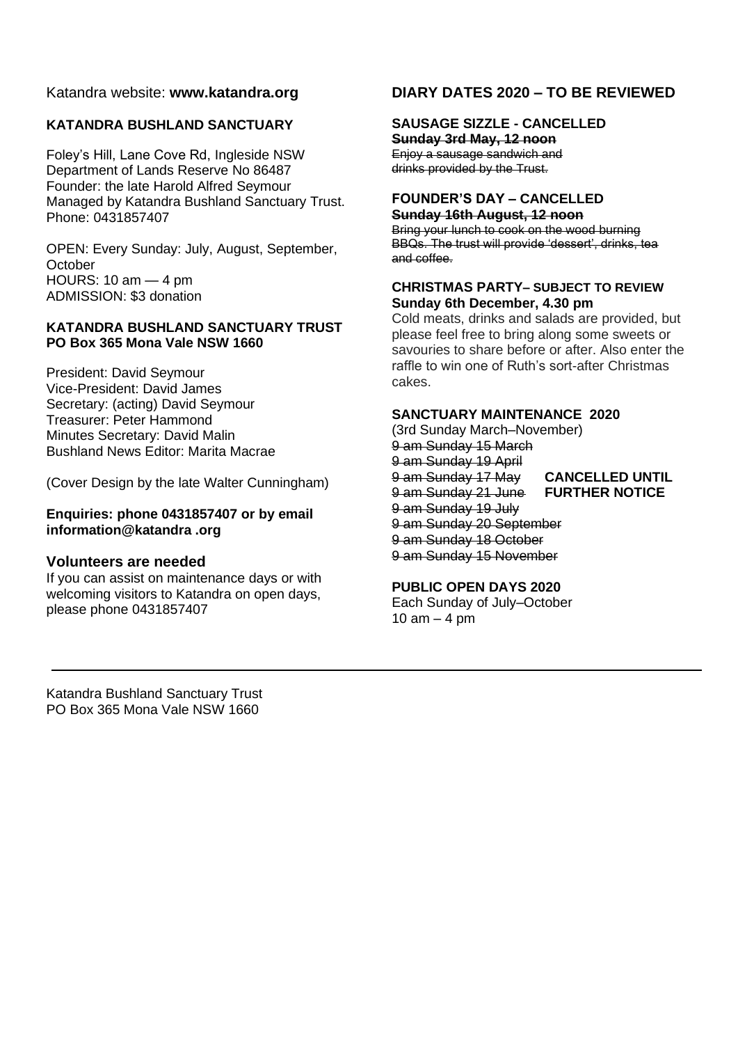Katandra website: **www.katandra.org**

**KATANDRA BUSHLAND SANCTUARY**

Foley's Hill, Lane Cove Rd, Ingleside NSW
Department of Lands Reserve No 86487
Founder: the late Harold Alfred Seymour
Managed by Katandra Bushland Sanctuary Trust.
Phone: 0431857407

OPEN: Every Sunday: July, August, September, October
HOURS: 10 am — 4 pm
ADMISSION: $3 donation

**KATANDRA BUSHLAND SANCTUARY TRUST**
**PO Box 365 Mona Vale NSW 1660**

President: David Seymour
Vice-President: David James
Secretary: (acting) David Seymour
Treasurer: Peter Hammond
Minutes Secretary: David Malin
Bushland News Editor: Marita Macrae

(Cover Design by the late Walter Cunningham)

**Enquiries: phone 0431857407 or by email information@katandra .org**

## Volunteers are needed

If you can assist on maintenance days or with welcoming visitors to Katandra on open days, please phone 0431857407

## DIARY DATES 2020 – TO BE REVIEWED

**SAUSAGE SIZZLE - CANCELLED**
~~**Sunday 3rd May, 12 noon**~~
~~Enjoy a sausage sandwich and drinks provided by the Trust.~~

**FOUNDER'S DAY – CANCELLED**
~~**Sunday 16th August, 12 noon**~~
~~Bring your lunch to cook on the wood burning BBQs. The trust will provide 'dessert', drinks, tea and coffee.~~

**CHRISTMAS PARTY– SUBJECT TO REVIEW**
**Sunday 6th December, 4.30 pm**
Cold meats, drinks and salads are provided, but please feel free to bring along some sweets or savouries to share before or after. Also enter the raffle to win one of Ruth's sort-after Christmas cakes.

**SANCTUARY MAINTENANCE 2020**
(3rd Sunday March–November)
~~9 am Sunday 15 March~~
~~9 am Sunday 19 April~~
~~9 am Sunday 17 May~~
~~9 am Sunday 21 June~~
~~9 am Sunday 19 July~~
~~9 am Sunday 20 September~~
~~9 am Sunday 18 October~~
~~9 am Sunday 15 November~~

**CANCELLED UNTIL FURTHER NOTICE**

**PUBLIC OPEN DAYS 2020**
Each Sunday of July–October
10 am – 4 pm

---

Katandra Bushland Sanctuary Trust
PO Box 365 Mona Vale NSW 1660